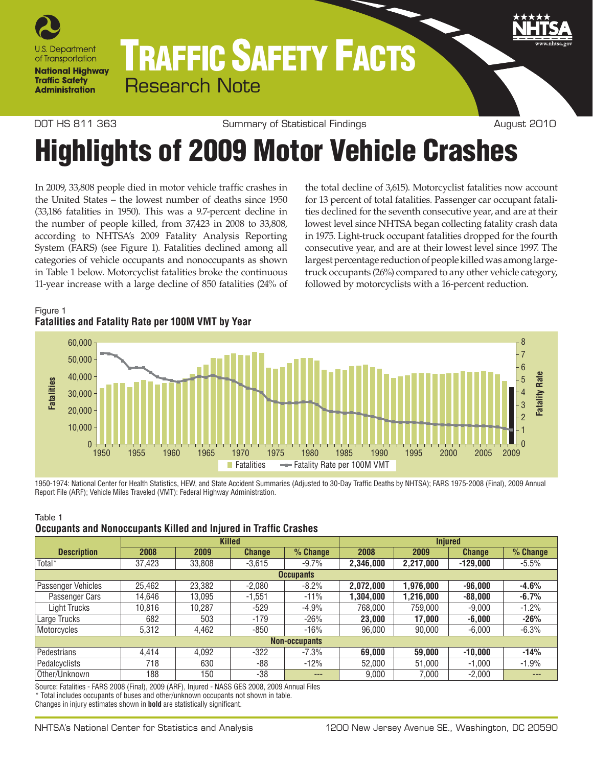# TRAFFIC SAFETY FACTS

Research Note

DOT HS 811 363 | Summary of Statistical Findings | August 2010

# Highlights of 2009 Motor Vehicle Crashes

In 2009, 33,808 people died in motor vehicle traffic crashes in the United States – the lowest number of deaths since 1950 (33,186 fatalities in 1950). This was a 9.7-percent decline in the number of people killed, from 37,423 in 2008 to 33,808, according to NHTSA's 2009 Fatality Analysis Reporting System (FARS) (see Figure 1). Fatalities declined among all categories of vehicle occupants and nonoccupants as shown in Table 1 below. Motorcyclist fatalities broke the continuous 11-year increase with a large decline of 850 fatalities (24% of the total decline of 3,615). Motorcyclist fatalities now account for 13 percent of total fatalities. Passenger car occupant fatalities declined for the seventh consecutive year, and are at their lowest level since NHTSA began collecting fatality crash data in 1975. Light-truck occupant fatalities dropped for the fourth consecutive year, and are at their lowest level since 1997. The largest percentage reduction of people killed was among large-truck occupants (26%) compared to any other vehicle category, followed by motorcyclists with a 16-percent reduction.

Figure 1
**Fatalities and Fatality Rate per 100M VMT by Year**

1950-1974: National Center for Health Statistics, HEW, and State Accident Summaries (Adjusted to 30-Day Traffic Deaths by NHTSA); FARS 1975-2008 (Final), 2009 Annual Report File (ARF); Vehicle Miles Traveled (VMT): Federal Highway Administration.

Table 1
**Occupants and Nonoccupants Killed and Injured in Traffic Crashes**

| Description | Killed | | | | Injured | | | |
|---|---|---|---|---|---|---|---|---|
| | 2008 | 2009 | Change | % Change | 2008 | 2009 | Change | % Change |
| Total* | 37,423 | 33,808 | -3,615 | -9.7% | **2,346,000** | **2,217,000** | **-129,000** | -5.5% |
| **Occupants** | | | | | | | | |
| Passenger Vehicles | 25,462 | 23,382 | -2,080 | -8.2% | **2,072,000** | **1,976,000** | **-96,000** | **-4.6%** |
| Passenger Cars | 14,646 | 13,095 | -1,551 | -11% | **1,304,000** | **1,216,000** | **-88,000** | **-6.7%** |
| Light Trucks | 10,816 | 10,287 | -529 | -4.9% | 768,000 | 759,000 | -9,000 | -1.2% |
| Large Trucks | 682 | 503 | -179 | -26% | **23,000** | **17,000** | **-6,000** | **-26%** |
| Motorcycles | 5,312 | 4,462 | -850 | -16% | 96,000 | 90,000 | -6,000 | -6.3% |
| **Non-occupants** | | | | | | | | |
| Pedestrians | 4,414 | 4,092 | -322 | -7.3% | **69,000** | **59,000** | **-10,000** | **-14%** |
| Pedalcyclists | 718 | 630 | -88 | -12% | 52,000 | 51,000 | -1,000 | -1.9% |
| Other/Unknown | 188 | 150 | -38 | --- | 9,000 | 7,000 | -2,000 | --- |

Source: Fatalities - FARS 2008 (Final), 2009 (ARF), Injured - NASS GES 2008, 2009 Annual Files
* Total includes occupants of buses and other/unknown occupants not shown in table.
Changes in injury estimates shown in **bold** are statistically significant.

NHTSA's National Center for Statistics and Analysis | 1200 New Jersey Avenue SE., Washington, DC 20590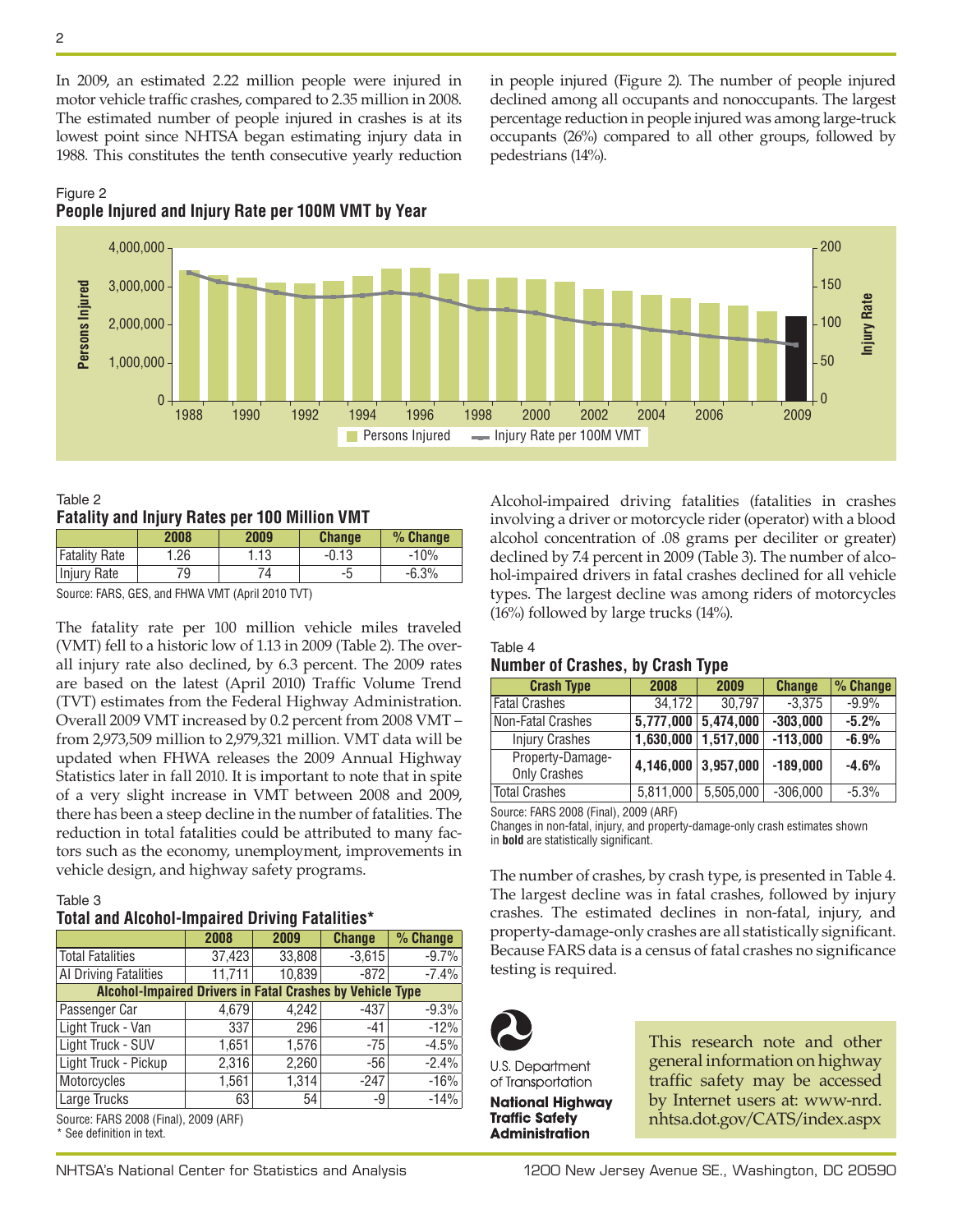In 2009, an estimated 2.22 million people were injured in motor vehicle traffic crashes, compared to 2.35 million in 2008. The estimated number of people injured in crashes is at its lowest point since NHTSA began estimating injury data in 1988. This constitutes the tenth consecutive yearly reduction in people injured (Figure 2). The number of people injured declined among all occupants and nonoccupants. The largest percentage reduction in people injured was among large-truck occupants (26%) compared to all other groups, followed by pedestrians (14%).

Figure 2
**People Injured and Injury Rate per 100M VMT by Year**

Table 2
**Fatality and Injury Rates per 100 Million VMT**

| | 2008 | 2009 | Change | % Change |
|---|---|---|---|---|
| Fatality Rate | 1.26 | 1.13 | -0.13 | -10% |
| Injury Rate | 79 | 74 | -5 | -6.3% |

Source: FARS, GES, and FHWA VMT (April 2010 TVT)

The fatality rate per 100 million vehicle miles traveled (VMT) fell to a historic low of 1.13 in 2009 (Table 2). The overall injury rate also declined, by 6.3 percent. The 2009 rates are based on the latest (April 2010) Traffic Volume Trend (TVT) estimates from the Federal Highway Administration. Overall 2009 VMT increased by 0.2 percent from 2008 VMT – from 2,973,509 million to 2,979,321 million. VMT data will be updated when FHWA releases the 2009 Annual Highway Statistics later in fall 2010. It is important to note that in spite of a very slight increase in VMT between 2008 and 2009, there has been a steep decline in the number of fatalities. The reduction in total fatalities could be attributed to many factors such as the economy, unemployment, improvements in vehicle design, and highway safety programs.

Table 3
**Total and Alcohol-Impaired Driving Fatalities***

| | 2008 | 2009 | Change | % Change |
|---|---|---|---|---|
| Total Fatalities | 37,423 | 33,808 | -3,615 | -9.7% |
| AI Driving Fatalities | 11,711 | 10,839 | -872 | -7.4% |
| **Alcohol-Impaired Drivers in Fatal Crashes by Vehicle Type** | | | | |
| Passenger Car | 4,679 | 4,242 | -437 | -9.3% |
| Light Truck - Van | 337 | 296 | -41 | -12% |
| Light Truck - SUV | 1,651 | 1,576 | -75 | -4.5% |
| Light Truck - Pickup | 2,316 | 2,260 | -56 | -2.4% |
| Motorcycles | 1,561 | 1,314 | -247 | -16% |
| Large Trucks | 63 | 54 | -9 | -14% |

Source: FARS 2008 (Final), 2009 (ARF)
\* See definition in text.

Alcohol-impaired driving fatalities (fatalities in crashes involving a driver or motorcycle rider (operator) with a blood alcohol concentration of .08 grams per deciliter or greater) declined by 7.4 percent in 2009 (Table 3). The number of alcohol-impaired drivers in fatal crashes declined for all vehicle types. The largest decline was among riders of motorcycles (16%) followed by large trucks (14%).

Table 4
**Number of Crashes, by Crash Type**

| Crash Type | 2008 | 2009 | Change | % Change |
|---|---|---|---|---|
| Fatal Crashes | 34,172 | 30,797 | -3,375 | -9.9% |
| Non-Fatal Crashes | **5,777,000** | **5,474,000** | **-303,000** | **-5.2%** |
| Injury Crashes | **1,630,000** | **1,517,000** | **-113,000** | **-6.9%** |
| Property-Damage-Only Crashes | **4,146,000** | **3,957,000** | **-189,000** | **-4.6%** |
| Total Crashes | 5,811,000 | 5,505,000 | -306,000 | -5.3% |

Source: FARS 2008 (Final), 2009 (ARF)
Changes in non-fatal, injury, and property-damage-only crash estimates shown in **bold** are statistically significant.

The number of crashes, by crash type, is presented in Table 4. The largest decline was in fatal crashes, followed by injury crashes. The estimated declines in non-fatal, injury, and property-damage-only crashes are all statistically significant. Because FARS data is a census of fatal crashes no significance testing is required.

U.S. Department of Transportation
**National Highway Traffic Safety Administration**

This research note and other general information on highway traffic safety may be accessed by Internet users at: www-nrd.nhtsa.dot.gov/CATS/index.aspx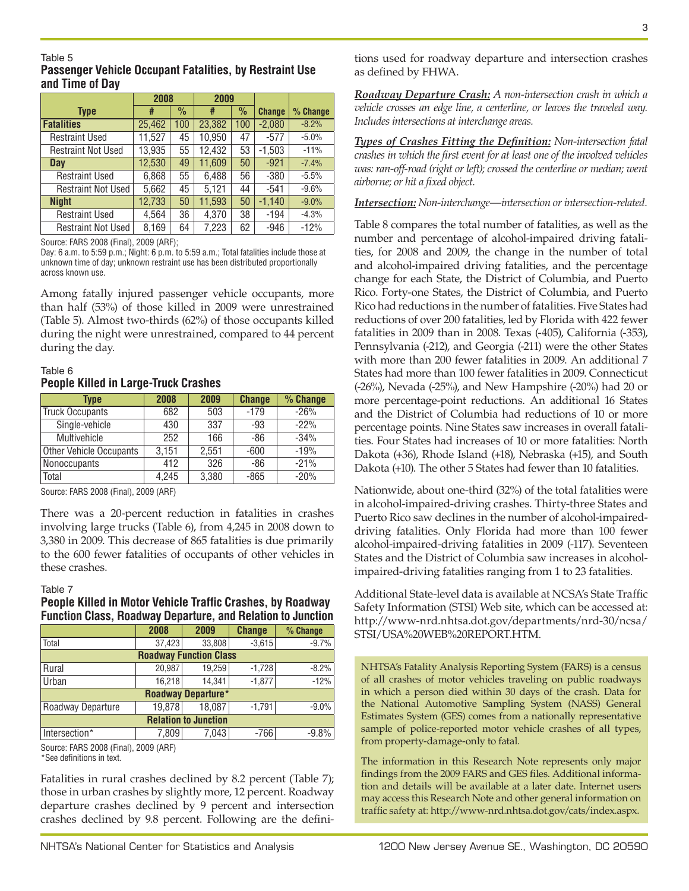Table 5

**Passenger Vehicle Occupant Fatalities, by Restraint Use and Time of Day**

| Type | 2008 | | 2009 | | Change | % Change |
|---|---|---|---|---|---|---|
| | # | % | # | % | | |
| **Fatalities** | 25,462 | 100 | 23,382 | 100 | -2,080 | -8.2% |
| Restraint Used | 11,527 | 45 | 10,950 | 47 | -577 | -5.0% |
| Restraint Not Used | 13,935 | 55 | 12,432 | 53 | -1,503 | -11% |
| **Day** | 12,530 | 49 | 11,609 | 50 | -921 | -7.4% |
| Restraint Used | 6,868 | 55 | 6,488 | 56 | -380 | -5.5% |
| Restraint Not Used | 5,662 | 45 | 5,121 | 44 | -541 | -9.6% |
| **Night** | 12,733 | 50 | 11,593 | 50 | -1,140 | -9.0% |
| Restraint Used | 4,564 | 36 | 4,370 | 38 | -194 | -4.3% |
| Restraint Not Used | 8,169 | 64 | 7,223 | 62 | -946 | -12% |

Source: FARS 2008 (Final), 2009 (ARF);
Day: 6 a.m. to 5:59 p.m.; Night: 6 p.m. to 5:59 a.m.; Total fatalities include those at unknown time of day; unknown restraint use has been distributed proportionally across known use.

Among fatally injured passenger vehicle occupants, more than half (53%) of those killed in 2009 were unrestrained (Table 5). Almost two-thirds (62%) of those occupants killed during the night were unrestrained, compared to 44 percent during the day.

Table 6

**People Killed in Large-Truck Crashes**

| Type | 2008 | 2009 | Change | % Change |
|---|---|---|---|---|
| Truck Occupants | 682 | 503 | -179 | -26% |
| Single-vehicle | 430 | 337 | -93 | -22% |
| Multivehicle | 252 | 166 | -86 | -34% |
| Other Vehicle Occupants | 3,151 | 2,551 | -600 | -19% |
| Nonoccupants | 412 | 326 | -86 | -21% |
| Total | 4,245 | 3,380 | -865 | -20% |

Source: FARS 2008 (Final), 2009 (ARF)

There was a 20-percent reduction in fatalities in crashes involving large trucks (Table 6), from 4,245 in 2008 down to 3,380 in 2009. This decrease of 865 fatalities is due primarily to the 600 fewer fatalities of occupants of other vehicles in these crashes.

Table 7

**People Killed in Motor Vehicle Traffic Crashes, by Roadway Function Class, Roadway Departure, and Relation to Junction**

| | 2008 | 2009 | Change | % Change |
|---|---|---|---|---|
| Total | 37,423 | 33,808 | -3,615 | -9.7% |
| **Roadway Function Class** | | | | |
| Rural | 20,987 | 19,259 | -1,728 | -8.2% |
| Urban | 16,218 | 14,341 | -1,877 | -12% |
| **Roadway Departure*** | | | | |
| Roadway Departure | 19,878 | 18,087 | -1,791 | -9.0% |
| **Relation to Junction** | | | | |
| Intersection* | 7,809 | 7,043 | -766 | -9.8% |

Source: FARS 2008 (Final), 2009 (ARF)
*See definitions in text.

Fatalities in rural crashes declined by 8.2 percent (Table 7); those in urban crashes by slightly more, 12 percent. Roadway departure crashes declined by 9 percent and intersection crashes declined by 9.8 percent. Following are the definitions used for roadway departure and intersection crashes as defined by FHWA.

***Roadway Departure Crash:*** *A non-intersection crash in which a vehicle crosses an edge line, a centerline, or leaves the traveled way. Includes intersections at interchange areas.*

***Types of Crashes Fitting the Definition:*** *Non-intersection fatal crashes in which the first event for at least one of the involved vehicles was: ran-off-road (right or left); crossed the centerline or median; went airborne; or hit a fixed object.*

***Intersection:*** *Non-interchange—intersection or intersection-related.*

Table 8 compares the total number of fatalities, as well as the number and percentage of alcohol-impaired driving fatalities, for 2008 and 2009, the change in the number of total and alcohol-impaired driving fatalities, and the percentage change for each State, the District of Columbia, and Puerto Rico. Forty-one States, the District of Columbia, and Puerto Rico had reductions in the number of fatalities. Five States had reductions of over 200 fatalities, led by Florida with 422 fewer fatalities in 2009 than in 2008. Texas (-405), California (-353), Pennsylvania (-212), and Georgia (-211) were the other States with more than 200 fewer fatalities in 2009. An additional 7 States had more than 100 fewer fatalities in 2009. Connecticut (-26%), Nevada (-25%), and New Hampshire (-20%) had 20 or more percentage-point reductions. An additional 16 States and the District of Columbia had reductions of 10 or more percentage points. Nine States saw increases in overall fatalities. Four States had increases of 10 or more fatalities: North Dakota (+36), Rhode Island (+18), Nebraska (+15), and South Dakota (+10). The other 5 States had fewer than 10 fatalities.

Nationwide, about one-third (32%) of the total fatalities were in alcohol-impaired-driving crashes. Thirty-three States and Puerto Rico saw declines in the number of alcohol-impaired-driving fatalities. Only Florida had more than 100 fewer alcohol-impaired-driving fatalities in 2009 (-117). Seventeen States and the District of Columbia saw increases in alcohol-impaired-driving fatalities ranging from 1 to 23 fatalities.

Additional State-level data is available at NCSA's State Traffic Safety Information (STSI) Web site, which can be accessed at: http://www-nrd.nhtsa.dot.gov/departments/nrd-30/ncsa/STSI/USA%20WEB%20REPORT.HTM.

NHTSA's Fatality Analysis Reporting System (FARS) is a census of all crashes of motor vehicles traveling on public roadways in which a person died within 30 days of the crash. Data for the National Automotive Sampling System (NASS) General Estimates System (GES) comes from a nationally representative sample of police-reported motor vehicle crashes of all types, from property-damage-only to fatal.

The information in this Research Note represents only major findings from the 2009 FARS and GES files. Additional information and details will be available at a later date. Internet users may access this Research Note and other general information on traffic safety at: http://www-nrd.nhtsa.dot.gov/cats/index.aspx.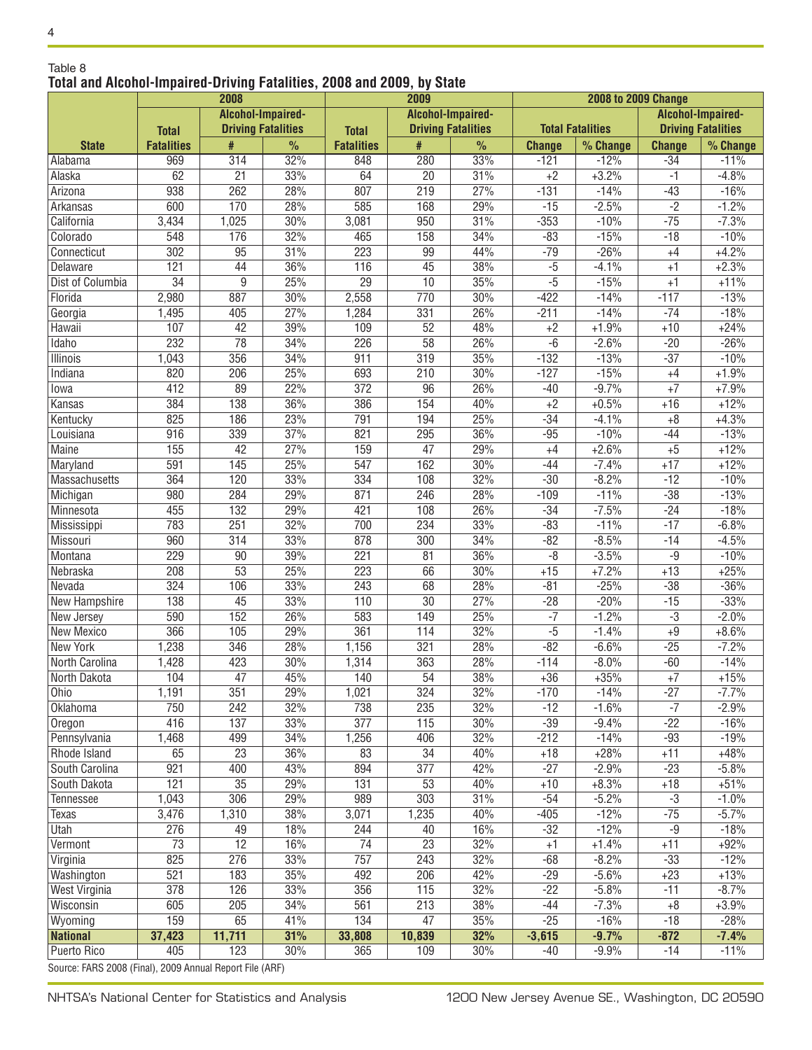Table 8
**Total and Alcohol-Impaired-Driving Fatalities, 2008 and 2009, by State**

| | 2008 | | | 2009 | | | 2008 to 2009 Change | | | |
|---|---|---|---|---|---|---|---|---|---|---|
| | Total | Alcohol-Impaired-Driving Fatalities | | Total | Alcohol-Impaired-Driving Fatalities | | Total Fatalities | | Alcohol-Impaired-Driving Fatalities | |
| **State** | **Fatalities** | **#** | **%** | **Fatalities** | **#** | **%** | **Change** | **% Change** | **Change** | **% Change** |
| Alabama | 969 | 314 | 32% | 848 | 280 | 33% | -121 | -12% | -34 | -11% |
| Alaska | 62 | 21 | 33% | 64 | 20 | 31% | +2 | +3.2% | -1 | -4.8% |
| Arizona | 938 | 262 | 28% | 807 | 219 | 27% | -131 | -14% | -43 | -16% |
| Arkansas | 600 | 170 | 28% | 585 | 168 | 29% | -15 | -2.5% | -2 | -1.2% |
| California | 3,434 | 1,025 | 30% | 3,081 | 950 | 31% | -353 | -10% | -75 | -7.3% |
| Colorado | 548 | 176 | 32% | 465 | 158 | 34% | -83 | -15% | -18 | -10% |
| Connecticut | 302 | 95 | 31% | 223 | 99 | 44% | -79 | -26% | +4 | +4.2% |
| Delaware | 121 | 44 | 36% | 116 | 45 | 38% | -5 | -4.1% | +1 | +2.3% |
| Dist of Columbia | 34 | 9 | 25% | 29 | 10 | 35% | -5 | -15% | +1 | +11% |
| Florida | 2,980 | 887 | 30% | 2,558 | 770 | 30% | -422 | -14% | -117 | -13% |
| Georgia | 1,495 | 405 | 27% | 1,284 | 331 | 26% | -211 | -14% | -74 | -18% |
| Hawaii | 107 | 42 | 39% | 109 | 52 | 48% | +2 | +1.9% | +10 | +24% |
| Idaho | 232 | 78 | 34% | 226 | 58 | 26% | -6 | -2.6% | -20 | -26% |
| Illinois | 1,043 | 356 | 34% | 911 | 319 | 35% | -132 | -13% | -37 | -10% |
| Indiana | 820 | 206 | 25% | 693 | 210 | 30% | -127 | -15% | +4 | +1.9% |
| Iowa | 412 | 89 | 22% | 372 | 96 | 26% | -40 | -9.7% | +7 | +7.9% |
| Kansas | 384 | 138 | 36% | 386 | 154 | 40% | +2 | +0.5% | +16 | +12% |
| Kentucky | 825 | 186 | 23% | 791 | 194 | 25% | -34 | -4.1% | +8 | +4.3% |
| Louisiana | 916 | 339 | 37% | 821 | 295 | 36% | -95 | -10% | -44 | -13% |
| Maine | 155 | 42 | 27% | 159 | 47 | 29% | +4 | +2.6% | +5 | +12% |
| Maryland | 591 | 145 | 25% | 547 | 162 | 30% | -44 | -7.4% | +17 | +12% |
| Massachusetts | 364 | 120 | 33% | 334 | 108 | 32% | -30 | -8.2% | -12 | -10% |
| Michigan | 980 | 284 | 29% | 871 | 246 | 28% | -109 | -11% | -38 | -13% |
| Minnesota | 455 | 132 | 29% | 421 | 108 | 26% | -34 | -7.5% | -24 | -18% |
| Mississippi | 783 | 251 | 32% | 700 | 234 | 33% | -83 | -11% | -17 | -6.8% |
| Missouri | 960 | 314 | 33% | 878 | 300 | 34% | -82 | -8.5% | -14 | -4.5% |
| Montana | 229 | 90 | 39% | 221 | 81 | 36% | -8 | -3.5% | -9 | -10% |
| Nebraska | 208 | 53 | 25% | 223 | 66 | 30% | +15 | +7.2% | +13 | +25% |
| Nevada | 324 | 106 | 33% | 243 | 68 | 28% | -81 | -25% | -38 | -36% |
| New Hampshire | 138 | 45 | 33% | 110 | 30 | 27% | -28 | -20% | -15 | -33% |
| New Jersey | 590 | 152 | 26% | 583 | 149 | 25% | -7 | -1.2% | -3 | -2.0% |
| New Mexico | 366 | 105 | 29% | 361 | 114 | 32% | -5 | -1.4% | +9 | +8.6% |
| New York | 1,238 | 346 | 28% | 1,156 | 321 | 28% | -82 | -6.6% | -25 | -7.2% |
| North Carolina | 1,428 | 423 | 30% | 1,314 | 363 | 28% | -114 | -8.0% | -60 | -14% |
| North Dakota | 104 | 47 | 45% | 140 | 54 | 38% | +36 | +35% | +7 | +15% |
| Ohio | 1,191 | 351 | 29% | 1,021 | 324 | 32% | -170 | -14% | -27 | -7.7% |
| Oklahoma | 750 | 242 | 32% | 738 | 235 | 32% | -12 | -1.6% | -7 | -2.9% |
| Oregon | 416 | 137 | 33% | 377 | 115 | 30% | -39 | -9.4% | -22 | -16% |
| Pennsylvania | 1,468 | 499 | 34% | 1,256 | 406 | 32% | -212 | -14% | -93 | -19% |
| Rhode Island | 65 | 23 | 36% | 83 | 34 | 40% | +18 | +28% | +11 | +48% |
| South Carolina | 921 | 400 | 43% | 894 | 377 | 42% | -27 | -2.9% | -23 | -5.8% |
| South Dakota | 121 | 35 | 29% | 131 | 53 | 40% | +10 | +8.3% | +18 | +51% |
| Tennessee | 1,043 | 306 | 29% | 989 | 303 | 31% | -54 | -5.2% | -3 | -1.0% |
| Texas | 3,476 | 1,310 | 38% | 3,071 | 1,235 | 40% | -405 | -12% | -75 | -5.7% |
| Utah | 276 | 49 | 18% | 244 | 40 | 16% | -32 | -12% | -9 | -18% |
| Vermont | 73 | 12 | 16% | 74 | 23 | 32% | +1 | +1.4% | +11 | +92% |
| Virginia | 825 | 276 | 33% | 757 | 243 | 32% | -68 | -8.2% | -33 | -12% |
| Washington | 521 | 183 | 35% | 492 | 206 | 42% | -29 | -5.6% | +23 | +13% |
| West Virginia | 378 | 126 | 33% | 356 | 115 | 32% | -22 | -5.8% | -11 | -8.7% |
| Wisconsin | 605 | 205 | 34% | 561 | 213 | 38% | -44 | -7.3% | +8 | +3.9% |
| Wyoming | 159 | 65 | 41% | 134 | 47 | 35% | -25 | -16% | -18 | -28% |
| **National** | **37,423** | **11,711** | **31%** | **33,808** | **10,839** | **32%** | **-3,615** | **-9.7%** | **-872** | **-7.4%** |
| Puerto Rico | 405 | 123 | 30% | 365 | 109 | 30% | -40 | -9.9% | -14 | -11% |

Source: FARS 2008 (Final), 2009 Annual Report File (ARF)